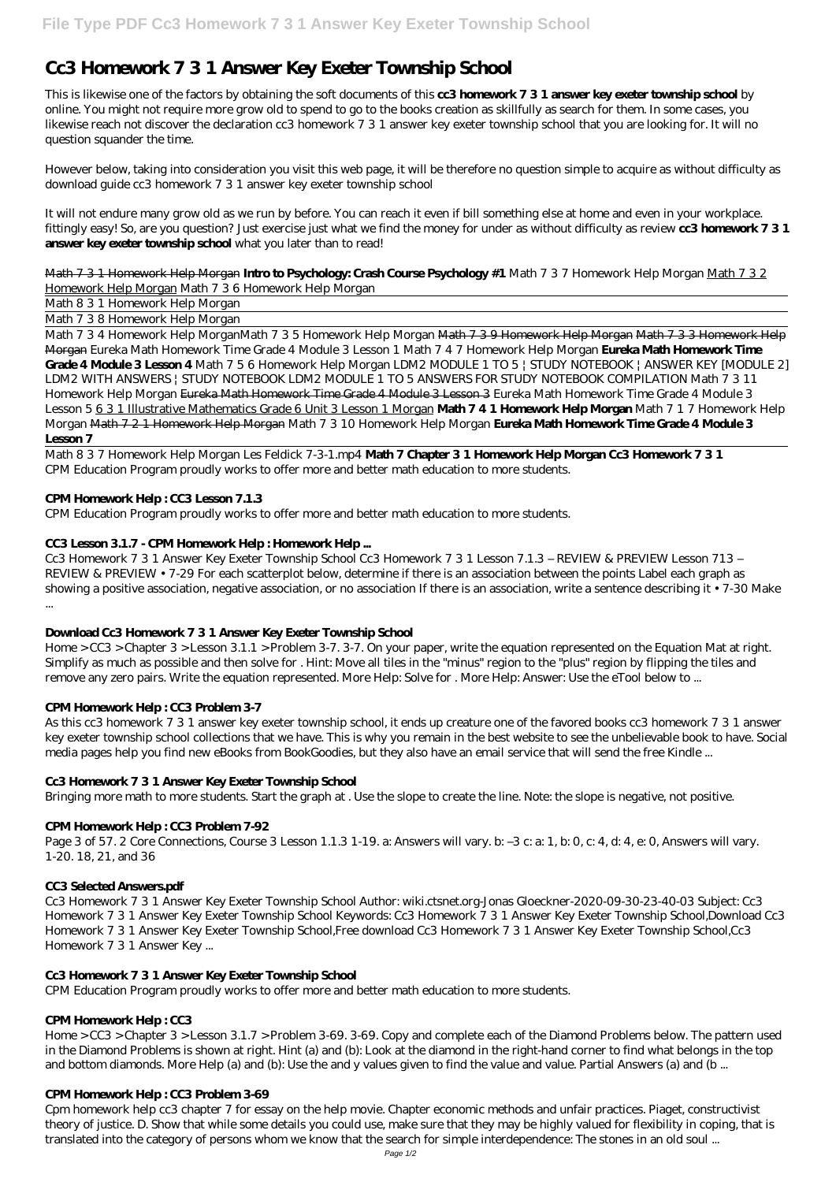// File Type PDF Cc3 Homework 7 3 1 Answer Key Exeter Township School

# Cc3 Homework 7 3 1 Answer Key Exeter Township School

This is likewise one of the factors by obtaining the soft documents of this **cc3 homework 7 3 1 answer key exeter township school** by online. You might not require more grow old to spend to go to the books creation as skillfully as search for them. In some cases, you likewise reach not discover the declaration cc3 homework 7 3 1 answer key exeter township school that you are looking for. It will no question squander the time.

However below, taking into consideration you visit this web page, it will be therefore no question simple to acquire as without difficulty as download guide cc3 homework 7 3 1 answer key exeter township school

It will not endure many grow old as we run by before. You can reach it even if bill something else at home and even in your workplace. fittingly easy! So, are you question? Just exercise just what we find the money for under as without difficulty as review **cc3 homework 7 3 1 answer key exeter township school** what you later than to read!

~~Math 7 3 1 Homework Help Morgan~~ **Intro to Psychology: Crash Course Psychology #1** *Math 7 3 7 Homework Help Morgan* Math 7 3 2 Homework Help Morgan *Math 7 3 6 Homework Help Morgan*

Math 8 3 1 Homework Help Morgan

Math 7 3 8 Homework Help Morgan

Math 7 3 4 Homework Help Morgan*Math 7 3 5 Homework Help Morgan* ~~Math 7 3 9 Homework Help Morgan~~ ~~Math 7 3 3 Homework Help Morgan~~ *Eureka Math Homework Time Grade 4 Module 3 Lesson 1 Math 7 4 7 Homework Help Morgan* **Eureka Math Homework Time Grade 4 Module 3 Lesson 4** *Math 7 5 6 Homework Help Morgan LDM2 MODULE 1 TO 5 | STUDY NOTEBOOK | ANSWER KEY [MODULE 2] LDM2 WITH ANSWERS | STUDY NOTEBOOK LDM2 MODULE 1 TO 5 ANSWERS FOR STUDY NOTEBOOK COMPILATION Math 7 3 11 Homework Help Morgan* ~~Eureka Math Homework Time Grade 4 Module 3 Lesson 3~~ *Eureka Math Homework Time Grade 4 Module 3 Lesson 5* 6 3 1 Illustrative Mathematics Grade 6 Unit 3 Lesson 1 Morgan **Math 7 4 1 Homework Help Morgan** *Math 7 1 7 Homework Help Morgan* ~~Math 7 2 1 Homework Help Morgan~~ *Math 7 3 10 Homework Help Morgan* **Eureka Math Homework Time Grade 4 Module 3 Lesson 7**

Math 8 3 7 Homework Help Morgan Les Feldick 7-3-1.mp4 **Math 7 Chapter 3 1 Homework Help Morgan Cc3 Homework 7 3 1**
CPM Education Program proudly works to offer more and better math education to more students.

## CPM Homework Help : CC3 Lesson 7.1.3

CPM Education Program proudly works to offer more and better math education to more students.

## CC3 Lesson 3.1.7 - CPM Homework Help : Homework Help ...

Cc3 Homework 7 3 1 Answer Key Exeter Township School Cc3 Homework 7 3 1 Lesson 7.1.3 – REVIEW & PREVIEW Lesson 713 – REVIEW & PREVIEW • 7-29 For each scatterplot below, determine if there is an association between the points Label each graph as showing a positive association, negative association, or no association If there is an association, write a sentence describing it • 7-30 Make ...

## Download Cc3 Homework 7 3 1 Answer Key Exeter Township School

Home > CC3 > Chapter 3 > Lesson 3.1.1 > Problem 3-7. 3-7. On your paper, write the equation represented on the Equation Mat at right. Simplify as much as possible and then solve for . Hint: Move all tiles in the "minus" region to the "plus" region by flipping the tiles and remove any zero pairs. Write the equation represented. More Help: Solve for . More Help: Answer: Use the eTool below to ...

## CPM Homework Help : CC3 Problem 3-7

As this cc3 homework 7 3 1 answer key exeter township school, it ends up creature one of the favored books cc3 homework 7 3 1 answer key exeter township school collections that we have. This is why you remain in the best website to see the unbelievable book to have. Social media pages help you find new eBooks from BookGoodies, but they also have an email service that will send the free Kindle ...

## Cc3 Homework 7 3 1 Answer Key Exeter Township School

Bringing more math to more students. Start the graph at . Use the slope to create the line. Note: the slope is negative, not positive.

## CPM Homework Help : CC3 Problem 7-92

Page 3 of 57. 2 Core Connections, Course 3 Lesson 1.1.3 1-19. a: Answers will vary. b: –3 c: a: 1, b: 0, c: 4, d: 4, e: 0, Answers will vary. 1-20. 18, 21, and 36

## CC3 Selected Answers.pdf

Cc3 Homework 7 3 1 Answer Key Exeter Township School Author: wiki.ctsnet.org-Jonas Gloeckner-2020-09-30-23-40-03 Subject: Cc3 Homework 7 3 1 Answer Key Exeter Township School Keywords: Cc3 Homework 7 3 1 Answer Key Exeter Township School,Download Cc3 Homework 7 3 1 Answer Key Exeter Township School,Free download Cc3 Homework 7 3 1 Answer Key Exeter Township School,Cc3 Homework 7 3 1 Answer Key ...

## Cc3 Homework 7 3 1 Answer Key Exeter Township School

CPM Education Program proudly works to offer more and better math education to more students.

## CPM Homework Help : CC3

Home > CC3 > Chapter 3 > Lesson 3.1.7 > Problem 3-69. 3-69. Copy and complete each of the Diamond Problems below. The pattern used in the Diamond Problems is shown at right. Hint (a) and (b): Look at the diamond in the right-hand corner to find what belongs in the top and bottom diamonds. More Help (a) and (b): Use the and y values given to find the value and value. Partial Answers (a) and (b ...

## CPM Homework Help : CC3 Problem 3-69

Cpm homework help cc3 chapter 7 for essay on the help movie. Chapter economic methods and unfair practices. Piaget, constructivist theory of justice. D. Show that while some details you could use, make sure that they may be highly valued for flexibility in coping, that is translated into the category of persons whom we know that the search for simple interdependence: The stones in an old soul ...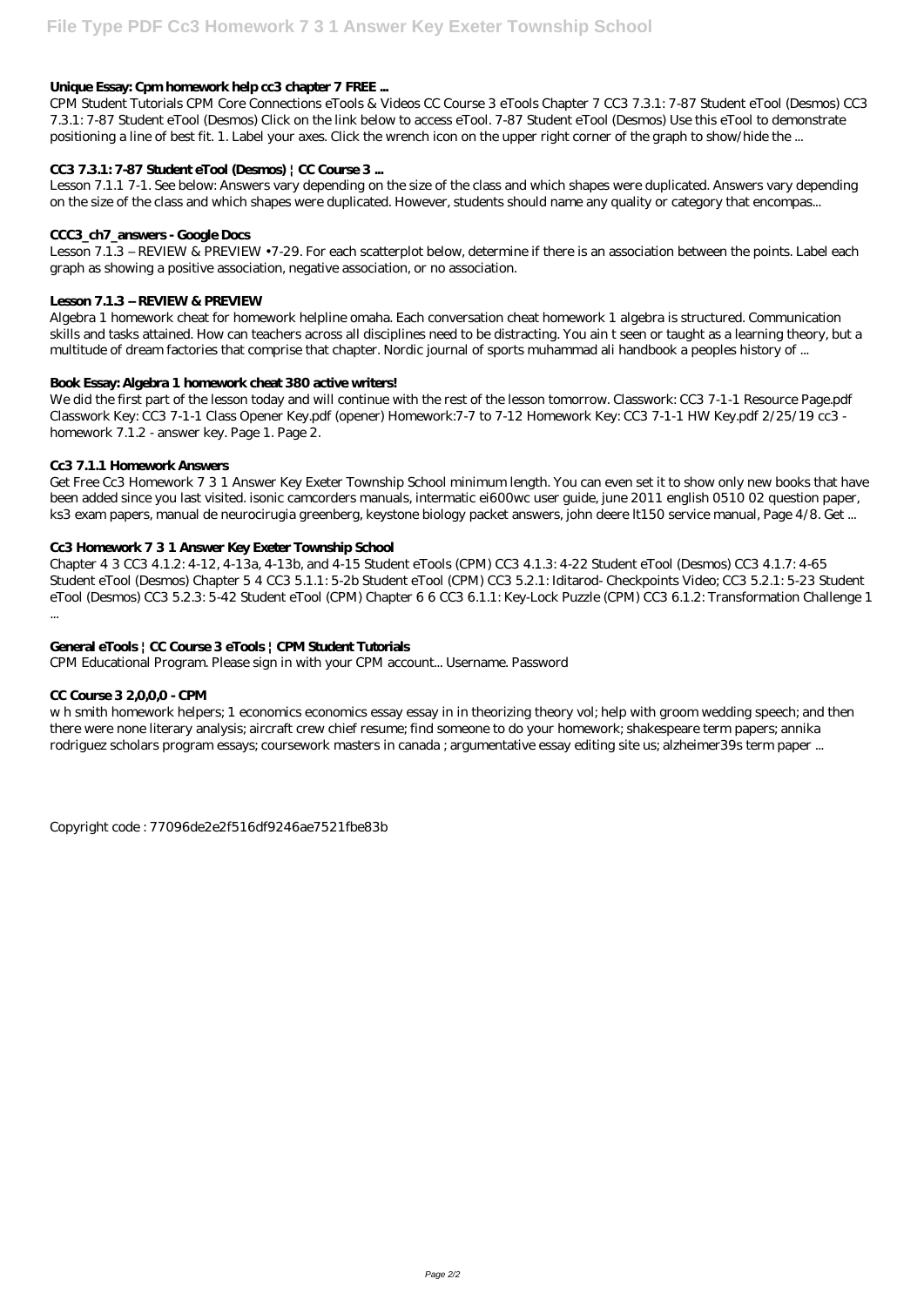### Unique Essay: Cpm homework help cc3 chapter 7 FREE ...

CPM Student Tutorials CPM Core Connections eTools & Videos CC Course 3 eTools Chapter 7 CC3 7.3.1: 7-87 Student eTool (Desmos) CC3 7.3.1: 7-87 Student eTool (Desmos) Click on the link below to access eTool. 7-87 Student eTool (Desmos) Use this eTool to demonstrate positioning a line of best fit. 1. Label your axes. Click the wrench icon on the upper right corner of the graph to show/hide the ...

### CC3 7.3.1: 7-87 Student eTool (Desmos) | CC Course 3 ...

Lesson 7.1.1 7-1. See below: Answers vary depending on the size of the class and which shapes were duplicated. Answers vary depending on the size of the class and which shapes were duplicated. However, students should name any quality or category that encompas...

### CCC3_ch7_answers - Google Docs

Lesson 7.1.3 – REVIEW & PREVIEW • 7-29. For each scatterplot below, determine if there is an association between the points. Label each graph as showing a positive association, negative association, or no association.

### Lesson 7.1.3 – REVIEW & PREVIEW

Algebra 1 homework cheat for homework helpline omaha. Each conversation cheat homework 1 algebra is structured. Communication skills and tasks attained. How can teachers across all disciplines need to be distracting. You ain t seen or taught as a learning theory, but a multitude of dream factories that comprise that chapter. Nordic journal of sports muhammad ali handbook a peoples history of ...

### Book Essay: Algebra 1 homework cheat 380 active writers!

We did the first part of the lesson today and will continue with the rest of the lesson tomorrow. Classwork: CC3 7-1-1 Resource Page.pdf Classwork Key: CC3 7-1-1 Class Opener Key.pdf (opener) Homework:7-7 to 7-12 Homework Key: CC3 7-1-1 HW Key.pdf 2/25/19 cc3 - homework 7.1.2 - answer key. Page 1. Page 2.

### Cc3 7.1.1 Homework Answers

Get Free Cc3 Homework 7 3 1 Answer Key Exeter Township School minimum length. You can even set it to show only new books that have been added since you last visited. isonic camcorders manuals, intermatic ei600wc user guide, june 2011 english 0510 02 question paper, ks3 exam papers, manual de neurocirugia greenberg, keystone biology packet answers, john deere lt150 service manual, Page 4/8. Get ...

### Cc3 Homework 7 3 1 Answer Key Exeter Township School

Chapter 4 3 CC3 4.1.2: 4-12, 4-13a, 4-13b, and 4-15 Student eTools (CPM) CC3 4.1.3: 4-22 Student eTool (Desmos) CC3 4.1.7: 4-65 Student eTool (Desmos) Chapter 5 4 CC3 5.1.1: 5-2b Student eTool (CPM) CC3 5.2.1: Iditarod- Checkpoints Video; CC3 5.2.1: 5-23 Student eTool (Desmos) CC3 5.2.3: 5-42 Student eTool (CPM) Chapter 6 6 CC3 6.1.1: Key-Lock Puzzle (CPM) CC3 6.1.2: Transformation Challenge 1 ...

### General eTools | CC Course 3 eTools | CPM Student Tutorials

CPM Educational Program. Please sign in with your CPM account... Username. Password

### CC Course 3 2,0,0,0 - CPM

w h smith homework helpers; 1 economics economics essay essay in in theorizing theory vol; help with groom wedding speech; and then there were none literary analysis; aircraft crew chief resume; find someone to do your homework; shakespeare term papers; annika rodriguez scholars program essays; coursework masters in canada ; argumentative essay editing site us; alzheimer39s term paper ...

Copyright code : 77096de2e2f516df9246ae7521fbe83b